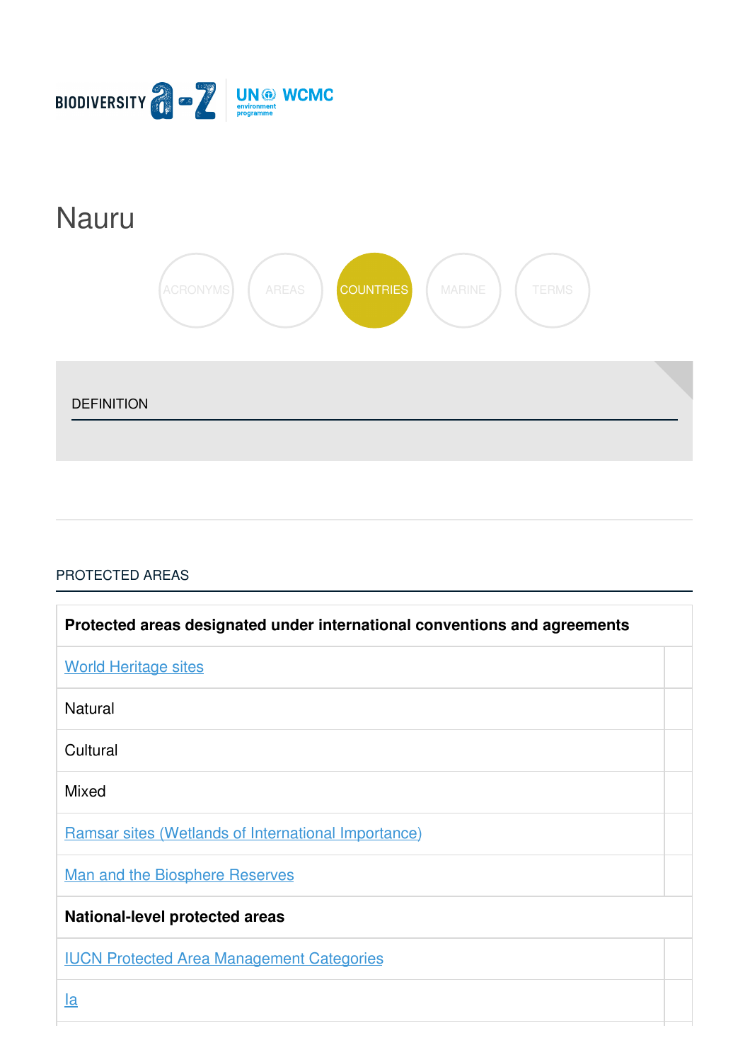BIODIVERSITY a-z | UN environment programme WCMC

# Nauru

ACRONYMS AREAS COUNTRIES MARINE TERMS

DEFINITION

## PROTECTED AREAS

| Protected areas designated under international conventions and agreements | |
|---|---|
| World Heritage sites | |
| Natural | |
| Cultural | |
| Mixed | |
| Ramsar sites (Wetlands of International Importance) | |
| Man and the Biosphere Reserves | |
| **National-level protected areas** | |
| IUCN Protected Area Management Categories | |
| Ia | |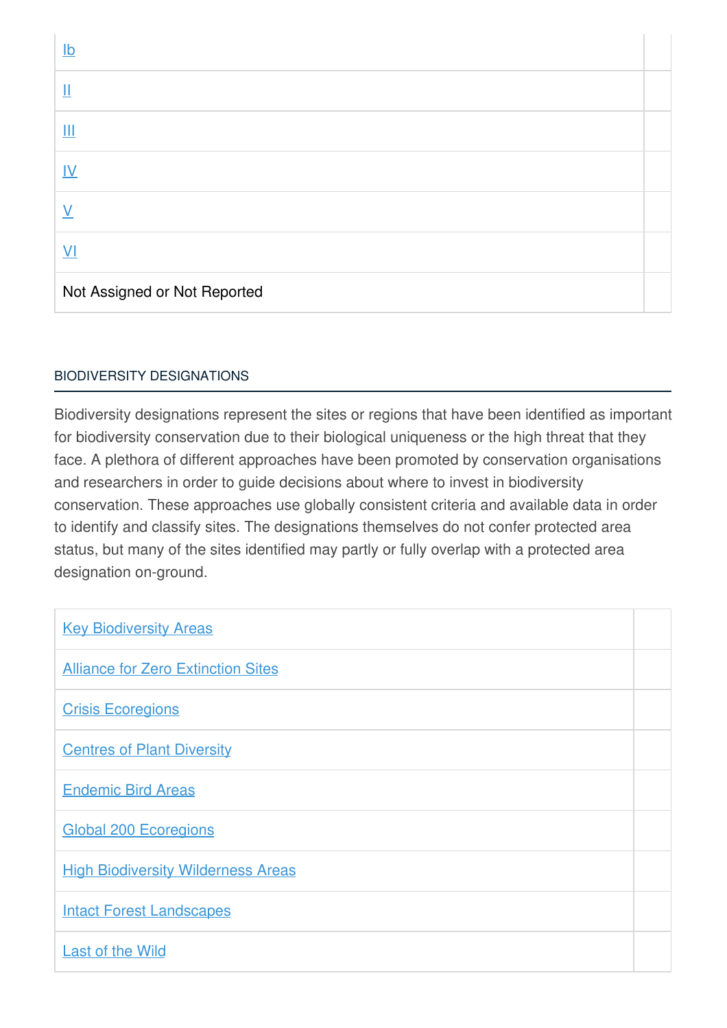| | |
|---|---|
| Ib | |
| II | |
| III | |
| IV | |
| V | |
| VI | |
| Not Assigned or Not Reported | |

BIODIVERSITY DESIGNATIONS

Biodiversity designations represent the sites or regions that have been identified as important for biodiversity conservation due to their biological uniqueness or the high threat that they face. A plethora of different approaches have been promoted by conservation organisations and researchers in order to guide decisions about where to invest in biodiversity conservation. These approaches use globally consistent criteria and available data in order to identify and classify sites. The designations themselves do not confer protected area status, but many of the sites identified may partly or fully overlap with a protected area designation on-ground.

| | |
|---|---|
| Key Biodiversity Areas | |
| Alliance for Zero Extinction Sites | |
| Crisis Ecoregions | |
| Centres of Plant Diversity | |
| Endemic Bird Areas | |
| Global 200 Ecoregions | |
| High Biodiversity Wilderness Areas | |
| Intact Forest Landscapes | |
| Last of the Wild | |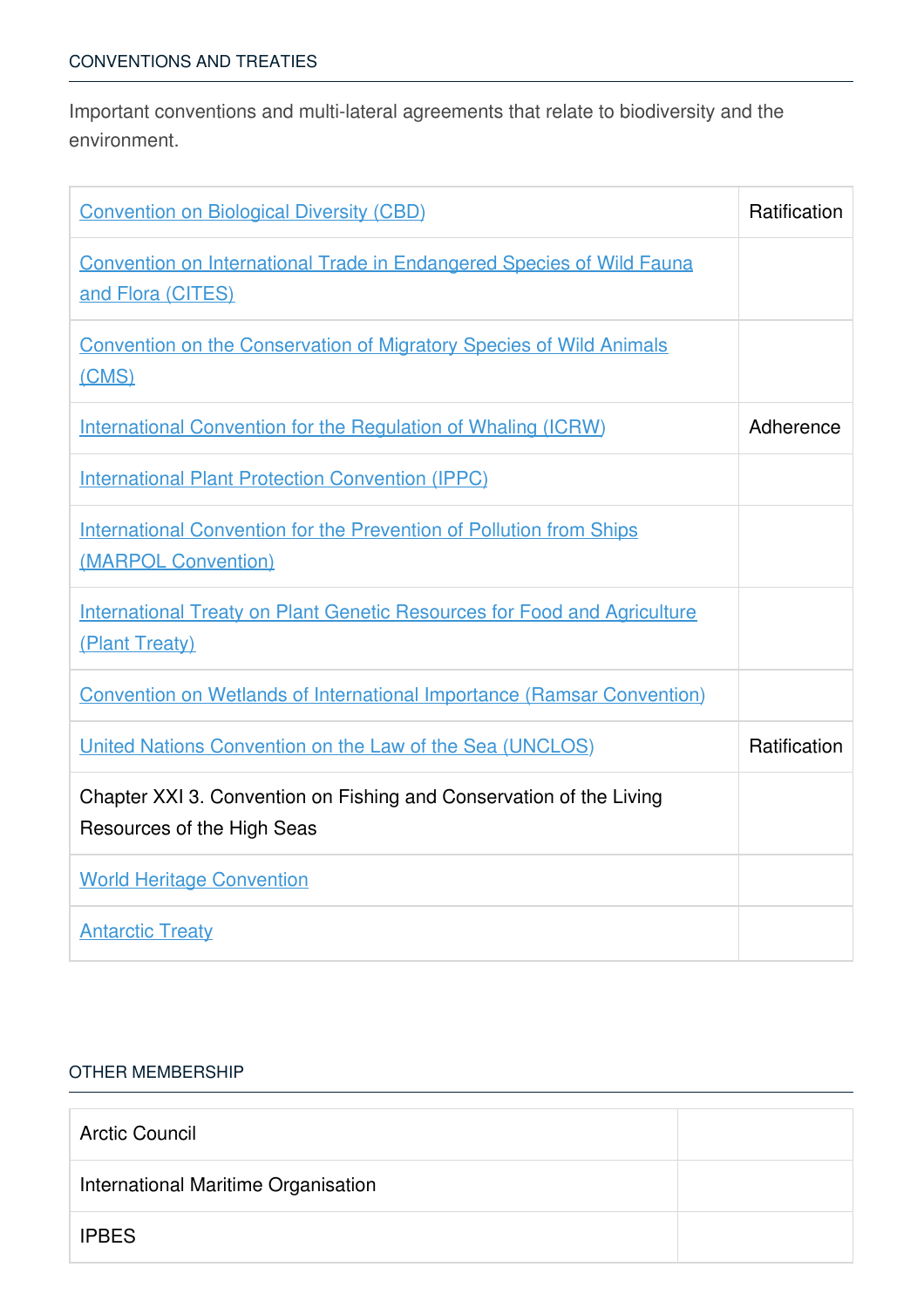## CONVENTIONS AND TREATIES

Important conventions and multi-lateral agreements that relate to biodiversity and the environment.

| | |
|---|---|
| Convention on Biological Diversity (CBD) | Ratification |
| Convention on International Trade in Endangered Species of Wild Fauna and Flora (CITES) | |
| Convention on the Conservation of Migratory Species of Wild Animals (CMS) | |
| International Convention for the Regulation of Whaling (ICRW) | Adherence |
| International Plant Protection Convention (IPPC) | |
| International Convention for the Prevention of Pollution from Ships (MARPOL Convention) | |
| International Treaty on Plant Genetic Resources for Food and Agriculture (Plant Treaty) | |
| Convention on Wetlands of International Importance (Ramsar Convention) | |
| United Nations Convention on the Law of the Sea (UNCLOS) | Ratification |
| Chapter XXI 3. Convention on Fishing and Conservation of the Living Resources of the High Seas | |
| World Heritage Convention | |
| Antarctic Treaty | |

## OTHER MEMBERSHIP

| | |
|---|---|
| Arctic Council | |
| International Maritime Organisation | |
| IPBES | |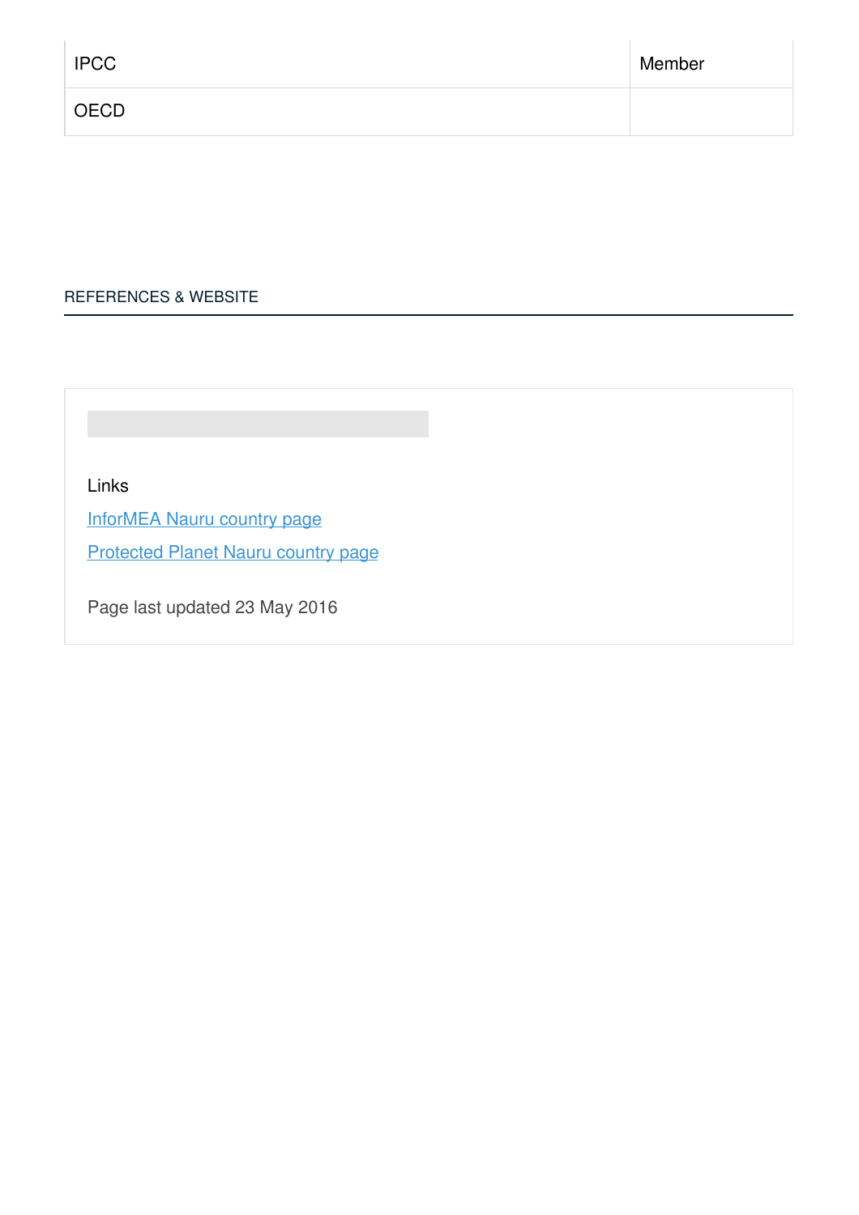| | |
|---|---|
| IPCC | Member |
| OECD | |

## REFERENCES & WEBSITE

Links

[InforMEA Nauru country page]

[Protected Planet Nauru country page]

Page last updated 23 May 2016